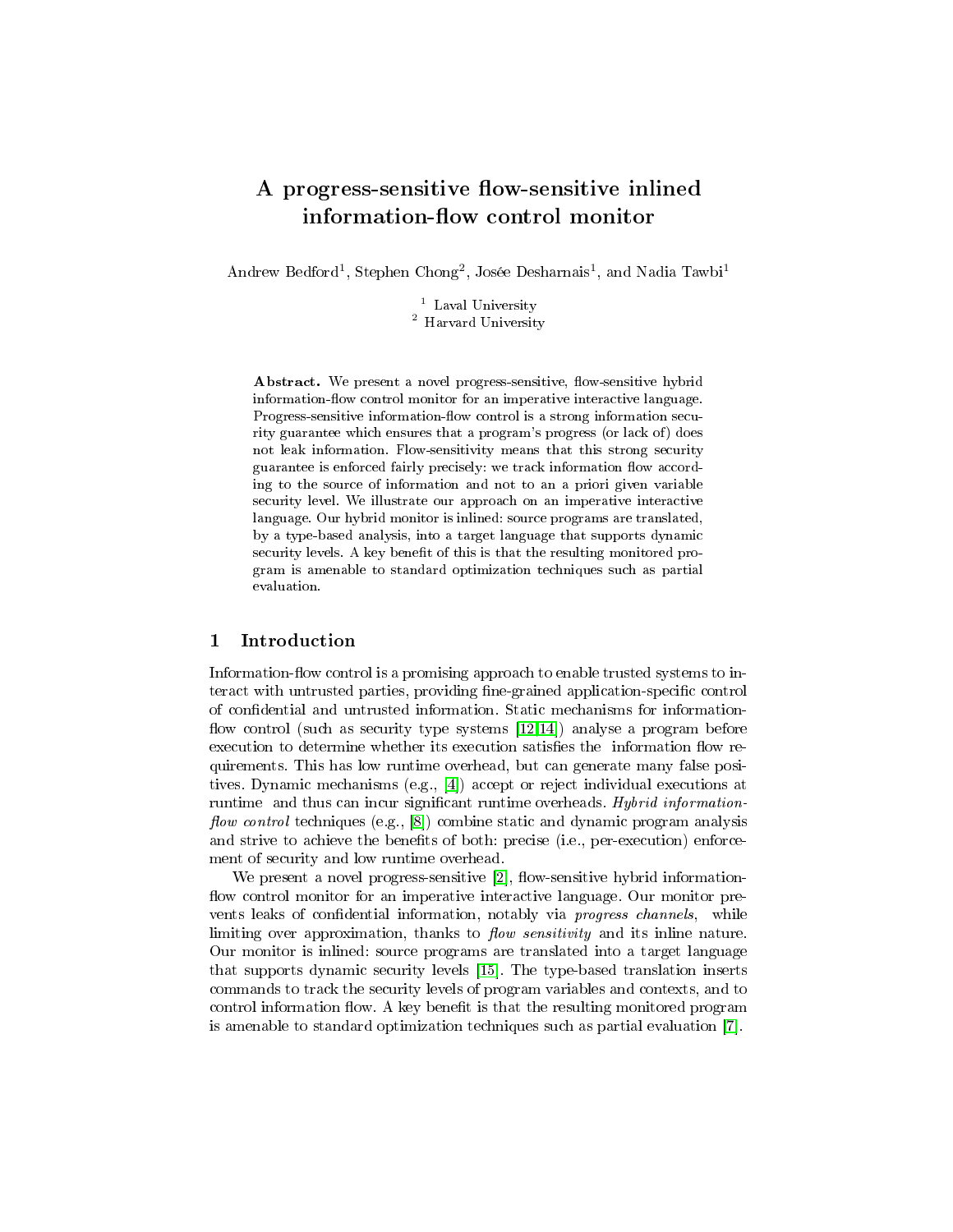# A progress-sensitive flow-sensitive inlined information-flow control monitor

Andrew Bedford[1], Stephen Chong[2], Josée Desharnais[1], and Nadia Tawbi[1]

[1] Laval University
[2] Harvard University

**Abstract.** We present a novel progress-sensitive, flow-sensitive hybrid information-flow control monitor for an imperative interactive language. Progress-sensitive information-flow control is a strong information security guarantee which ensures that a program's progress (or lack of) does not leak information. Flow-sensitivity means that this strong security guarantee is enforced fairly precisely: we track information flow according to the source of information and not to an a priori given variable security level. We illustrate our approach on an imperative interactive language. Our hybrid monitor is inlined: source programs are translated, by a type-based analysis, into a target language that supports dynamic security levels. A key benefit of this is that the resulting monitored program is amenable to standard optimization techniques such as partial evaluation.

## 1 Introduction

Information-flow control is a promising approach to enable trusted systems to interact with untrusted parties, providing fine-grained application-specific control of confidential and untrusted information. Static mechanisms for information-flow control (such as security type systems [12,14]) analyse a program before execution to determine whether its execution satisfies the information flow requirements. This has low runtime overhead, but can generate many false positives. Dynamic mechanisms (e.g., [4]) accept or reject individual executions at runtime and thus can incur significant runtime overheads. *Hybrid information-flow control* techniques (e.g., [8]) combine static and dynamic program analysis and strive to achieve the benefits of both: precise (i.e., per-execution) enforcement of security and low runtime overhead.

We present a novel progress-sensitive [2], flow-sensitive hybrid information-flow control monitor for an imperative interactive language. Our monitor prevents leaks of confidential information, notably via *progress channels*, while limiting over approximation, thanks to *flow sensitivity* and its inline nature. Our monitor is inlined: source programs are translated into a target language that supports dynamic security levels [15]. The type-based translation inserts commands to track the security levels of program variables and contexts, and to control information flow. A key benefit is that the resulting monitored program is amenable to standard optimization techniques such as partial evaluation [7].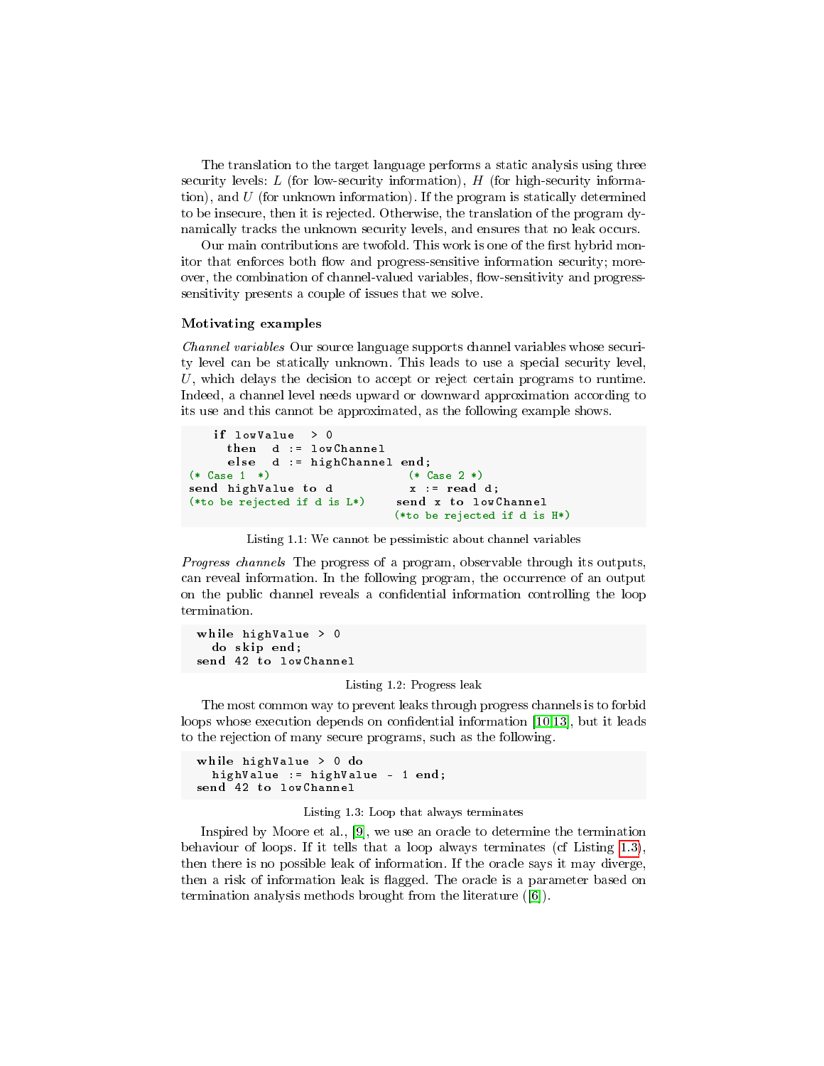The translation to the target language performs a static analysis using three security levels: $L$ (for low-security information), $H$ (for high-security information), and $U$ (for unknown information). If the program is statically determined to be insecure, then it is rejected. Otherwise, the translation of the program dynamically tracks the unknown security levels, and ensures that no leak occurs.

Our main contributions are twofold. This work is one of the first hybrid monitor that enforces both flow and progress-sensitive information security; moreover, the combination of channel-valued variables, flow-sensitivity and progress-sensitivity presents a couple of issues that we solve.

### Motivating examples

*Channel variables* Our source language supports channel variables whose security level can be statically unknown. This leads to use a special security level, $U$, which delays the decision to accept or reject certain programs to runtime. Indeed, a channel level needs upward or downward approximation according to its use and this cannot be approximated, as the following example shows.

```
    if lowValue  > 0
      then  d := lowChannel
      else  d := highChannel end;
(* Case 1  *)                    (* Case 2 *)
send highValue to d              x := read d;
(*to be rejected if d is L*)    send x to lowChannel
                               (*to be rejected if d is H*)
```

Listing 1.1: We cannot be pessimistic about channel variables

*Progress channels* The progress of a program, observable through its outputs, can reveal information. In the following program, the occurrence of an output on the public channel reveals a confidential information controlling the loop termination.

```
while highValue > 0
  do skip end;
send 42 to lowChannel
```

Listing 1.2: Progress leak

The most common way to prevent leaks through progress channels is to forbid loops whose execution depends on confidential information [10,13], but it leads to the rejection of many secure programs, such as the following.

```
while highValue > 0 do
  highValue := highValue - 1 end;
send 42 to lowChannel
```

Listing 1.3: Loop that always terminates

Inspired by Moore et al., [9], we use an oracle to determine the termination behaviour of loops. If it tells that a loop always terminates (cf Listing 1.3), then there is no possible leak of information. If the oracle says it may diverge, then a risk of information leak is flagged. The oracle is a parameter based on termination analysis methods brought from the literature ([6]).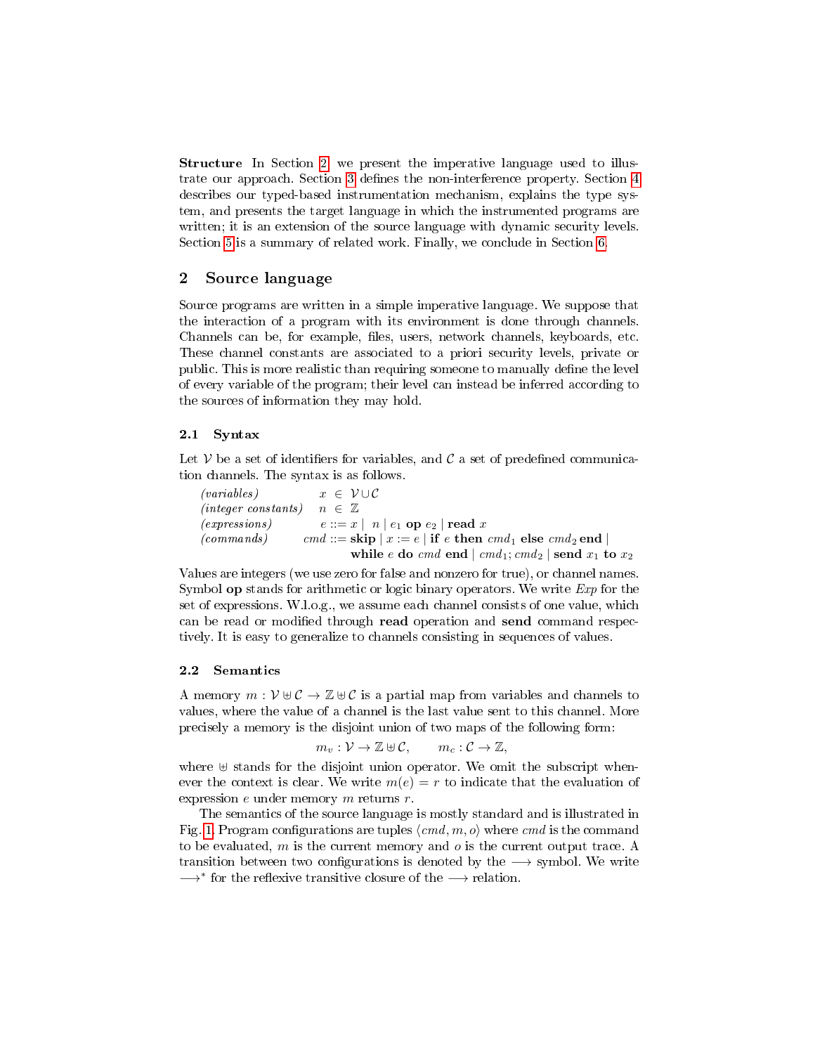**Structure** In Section 2, we present the imperative language used to illustrate our approach. Section 3 defines the non-interference property. Section 4 describes our typed-based instrumentation mechanism, explains the type system, and presents the target language in which the instrumented programs are written; it is an extension of the source language with dynamic security levels. Section 5 is a summary of related work. Finally, we conclude in Section 6.

## 2 Source language

Source programs are written in a simple imperative language. We suppose that the interaction of a program with its environment is done through channels. Channels can be, for example, files, users, network channels, keyboards, etc. These channel constants are associated to a priori security levels, private or public. This is more realistic than requiring someone to manually define the level of every variable of the program; their level can instead be inferred according to the sources of information they may hold.

### 2.1 Syntax

Let $\mathcal{V}$ be a set of identifiers for variables, and $\mathcal{C}$ a set of predefined communication channels. The syntax is as follows.

$$
\begin{array}{lrcl}
\textit{(variables)} & x & \in & \mathcal{V} \cup \mathcal{C} \\
\textit{(integer constants)} & n & \in & \mathbb{Z} \\
\textit{(expressions)} & e & ::= & x \mid n \mid e_1 \ \mathbf{op} \ e_2 \mid \mathbf{read}\ x \\
\textit{(commands)} & cmd & ::= & \mathbf{skip} \mid x := e \mid \mathbf{if}\ e\ \mathbf{then}\ cmd_1\ \mathbf{else}\ cmd_2\ \mathbf{end} \mid \\
& & & \mathbf{while}\ e\ \mathbf{do}\ cmd\ \mathbf{end} \mid cmd_1; cmd_2 \mid \mathbf{send}\ x_1\ \mathbf{to}\ x_2
\end{array}
$$

Values are integers (we use zero for false and nonzero for true), or channel names. Symbol **op** stands for arithmetic or logic binary operators. We write *Exp* for the set of expressions. W.l.o.g., we assume each channel consists of one value, which can be read or modified through **read** operation and **send** command respectively. It is easy to generalize to channels consisting in sequences of values.

### 2.2 Semantics

A memory $m : \mathcal{V} \uplus \mathcal{C} \rightarrow \mathbb{Z} \uplus \mathcal{C}$ is a partial map from variables and channels to values, where the value of a channel is the last value sent to this channel. More precisely a memory is the disjoint union of two maps of the following form:

$$m_v : \mathcal{V} \rightarrow \mathbb{Z} \uplus \mathcal{C}, \qquad m_c : \mathcal{C} \rightarrow \mathbb{Z},$$

where $\uplus$ stands for the disjoint union operator. We omit the subscript whenever the context is clear. We write $m(e) = r$ to indicate that the evaluation of expression $e$ under memory $m$ returns $r$.

The semantics of the source language is mostly standard and is illustrated in Fig. 1. Program configurations are tuples $\langle cmd, m, o \rangle$ where $cmd$ is the command to be evaluated, $m$ is the current memory and $o$ is the current output trace. A transition between two configurations is denoted by the $\longrightarrow$ symbol. We write $\longrightarrow^*$ for the reflexive transitive closure of the $\longrightarrow$ relation.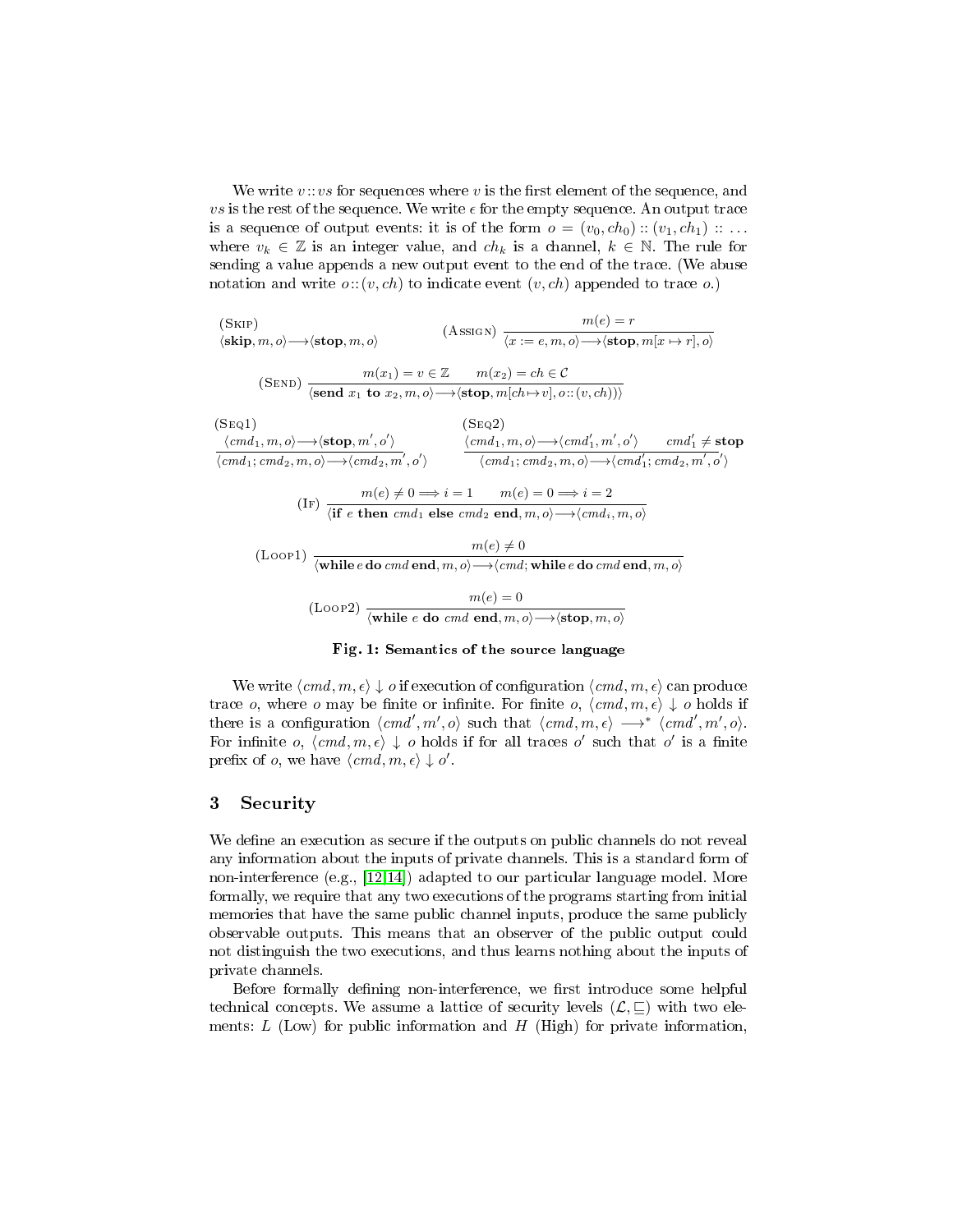We write $v :: vs$ for sequences where $v$ is the first element of the sequence, and $vs$ is the rest of the sequence. We write $\epsilon$ for the empty sequence. An output trace is a sequence of output events: it is of the form $o = (v_0, ch_0) :: (v_1, ch_1) :: \ldots$ where $v_k \in \mathbb{Z}$ is an integer value, and $ch_k$ is a channel, $k \in \mathbb{N}$. The rule for sending a value appends a new output event to the end of the trace. (We abuse notation and write $o :: (v, ch)$ to indicate event $(v, ch)$ appended to trace $o$.)

$$\text{(Skip)}\quad \langle \mathbf{skip}, m, o\rangle \longrightarrow \langle \mathbf{stop}, m, o\rangle \qquad\qquad \text{(Assign)}\ \frac{m(e) = r}{\langle x := e, m, o\rangle \longrightarrow \langle \mathbf{stop}, m[x \mapsto r], o\rangle}$$

$$\text{(Send)}\ \frac{m(x_1) = v \in \mathbb{Z} \qquad m(x_2) = ch \in \mathcal{C}}{\langle \mathbf{send}\ x_1\ \mathbf{to}\ x_2, m, o\rangle \longrightarrow \langle \mathbf{stop}, m[ch \mapsto v], o :: (v, ch)\rangle}$$

$$\text{(Seq1)}\ \frac{\langle cmd_1, m, o\rangle \longrightarrow \langle \mathbf{stop}, m', o'\rangle}{\langle cmd_1; cmd_2, m, o\rangle \longrightarrow \langle cmd_2, m', o'\rangle} \qquad \text{(Seq2)}\ \frac{\langle cmd_1, m, o\rangle \longrightarrow \langle cmd_1', m', o'\rangle \qquad cmd_1' \neq \mathbf{stop}}{\langle cmd_1; cmd_2, m, o\rangle \longrightarrow \langle cmd_1'; cmd_2, m', o'\rangle}$$

$$\text{(If)}\ \frac{m(e) \neq 0 \Longrightarrow i = 1 \qquad m(e) = 0 \Longrightarrow i = 2}{\langle \mathbf{if}\ e\ \mathbf{then}\ cmd_1\ \mathbf{else}\ cmd_2\ \mathbf{end}, m, o\rangle \longrightarrow \langle cmd_i, m, o\rangle}$$

$$\text{(Loop1)}\ \frac{m(e) \neq 0}{\langle \mathbf{while}\ e\ \mathbf{do}\ cmd\ \mathbf{end}, m, o\rangle \longrightarrow \langle cmd; \mathbf{while}\ e\ \mathbf{do}\ cmd\ \mathbf{end}, m, o\rangle}$$

$$\text{(Loop2)}\ \frac{m(e) = 0}{\langle \mathbf{while}\ e\ \mathbf{do}\ cmd\ \mathbf{end}, m, o\rangle \longrightarrow \langle \mathbf{stop}, m, o\rangle}$$

**Fig. 1: Semantics of the source language**

We write $\langle cmd, m, \epsilon\rangle \downarrow o$ if execution of configuration $\langle cmd, m, \epsilon\rangle$ can produce trace $o$, where $o$ may be finite or infinite. For finite $o$, $\langle cmd, m, \epsilon\rangle \downarrow o$ holds if there is a configuration $\langle cmd', m', o\rangle$ such that $\langle cmd, m, \epsilon\rangle \longrightarrow^* \langle cmd', m', o\rangle$. For infinite $o$, $\langle cmd, m, \epsilon\rangle \downarrow o$ holds if for all traces $o'$ such that $o'$ is a finite prefix of $o$, we have $\langle cmd, m, \epsilon\rangle \downarrow o'$.

## 3 Security

We define an execution as secure if the outputs on public channels do not reveal any information about the inputs of private channels. This is a standard form of non-interference (e.g., [12,14]) adapted to our particular language model. More formally, we require that any two executions of the programs starting from initial memories that have the same public channel inputs, produce the same publicly observable outputs. This means that an observer of the public output could not distinguish the two executions, and thus learns nothing about the inputs of private channels.

Before formally defining non-interference, we first introduce some helpful technical concepts. We assume a lattice of security levels $(\mathcal{L}, \sqsubseteq)$ with two elements: $L$ (Low) for public information and $H$ (High) for private information,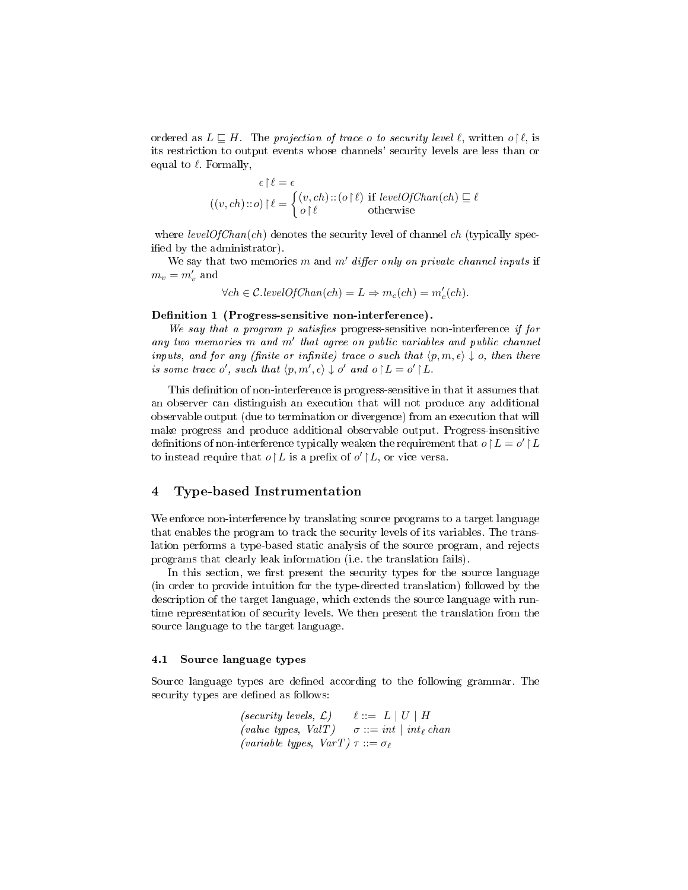ordered as $L \sqsubseteq H$. The *projection of trace $o$ to security level $\ell$*, written $o \upharpoonright \ell$, is its restriction to output events whose channels' security levels are less than or equal to $\ell$. Formally,

$$\epsilon \upharpoonright \ell = \epsilon$$

$$((v, ch) :: o) \upharpoonright \ell = \begin{cases} (v, ch) :: (o \upharpoonright \ell) & \text{if } levelOfChan(ch) \sqsubseteq \ell \\ o \upharpoonright \ell & \text{otherwise} \end{cases}$$

where $levelOfChan(ch)$ denotes the security level of channel $ch$ (typically specified by the administrator).

We say that two memories $m$ and $m'$ *differ only on private channel inputs* if $m_v = m'_v$ and

$$\forall ch \in \mathcal{C}. levelOfChan(ch) = L \Rightarrow m_c(ch) = m'_c(ch).$$

**Definition 1 (Progress-sensitive non-interference).**

*We say that a program $p$ satisfies* progress-sensitive non-interference *if for any two memories $m$ and $m'$ that agree on public variables and public channel inputs, and for any (finite or infinite) trace $o$ such that $\langle p, m, \epsilon \rangle \downarrow o$, then there is some trace $o'$, such that $\langle p, m', \epsilon \rangle \downarrow o'$ and $o \upharpoonright L = o' \upharpoonright L$.*

This definition of non-interference is progress-sensitive in that it assumes that an observer can distinguish an execution that will not produce any additional observable output (due to termination or divergence) from an execution that will make progress and produce additional observable output. Progress-insensitive definitions of non-interference typically weaken the requirement that $o \upharpoonright L = o' \upharpoonright L$ to instead require that $o \upharpoonright L$ is a prefix of $o' \upharpoonright L$, or vice versa.

## 4 Type-based Instrumentation

We enforce non-interference by translating source programs to a target language that enables the program to track the security levels of its variables. The translation performs a type-based static analysis of the source program, and rejects programs that clearly leak information (i.e. the translation fails).

In this section, we first present the security types for the source language (in order to provide intuition for the type-directed translation) followed by the description of the target language, which extends the source language with runtime representation of security levels. We then present the translation from the source language to the target language.

### 4.1 Source language types

Source language types are defined according to the following grammar. The security types are defined as follows:

$$
\begin{array}{ll}
\textit{(security levels, } \mathcal{L}) & \ell ::= L \mid U \mid H \\
\textit{(value types, ValT)} & \sigma ::= int \mid int_\ell \; chan \\
\textit{(variable types, VarT)} & \tau ::= \sigma_\ell
\end{array}
$$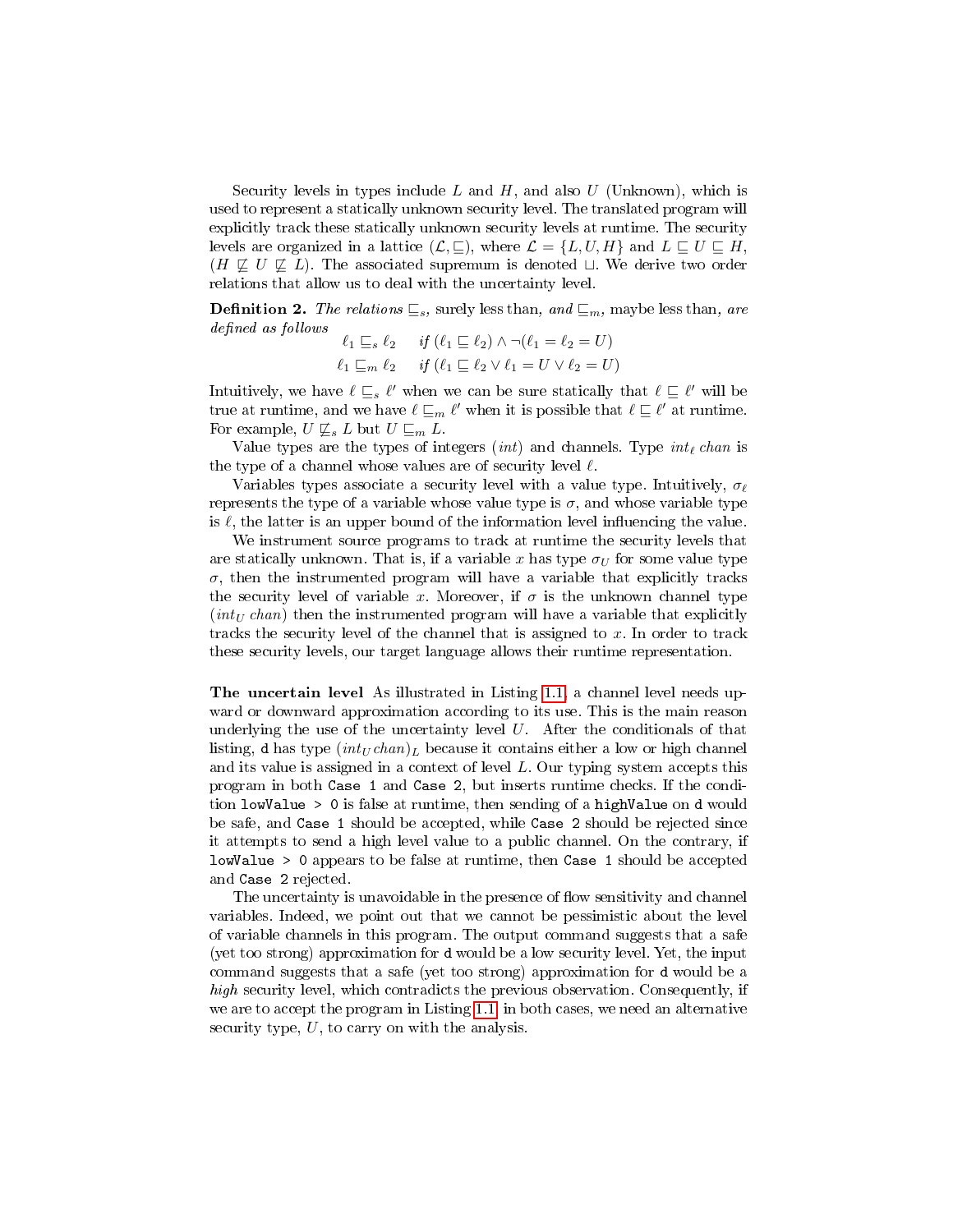Security levels in types include $L$ and $H$, and also $U$ (Unknown), which is used to represent a statically unknown security level. The translated program will explicitly track these statically unknown security levels at runtime. The security levels are organized in a lattice $(\mathcal{L}, \sqsubseteq)$, where $\mathcal{L} = \{L, U, H\}$ and $L \sqsubseteq U \sqsubseteq H$, $(H \not\sqsubseteq U \not\sqsubseteq L)$. The associated supremum is denoted $\sqcup$. We derive two order relations that allow us to deal with the uncertainty level.

**Definition 2.** *The relations* $\sqsubseteq_s$, *surely less than, and* $\sqsubseteq_m$, *maybe less than, are defined as follows*

$$\ell_1 \sqsubseteq_s \ell_2 \quad \text{if } (\ell_1 \sqsubseteq \ell_2) \wedge \neg(\ell_1 = \ell_2 = U)$$

$$\ell_1 \sqsubseteq_m \ell_2 \quad \text{if } (\ell_1 \sqsubseteq \ell_2 \vee \ell_1 = U \vee \ell_2 = U)$$

Intuitively, we have $\ell \sqsubseteq_s \ell'$ when we can be sure statically that $\ell \sqsubseteq \ell'$ will be true at runtime, and we have $\ell \sqsubseteq_m \ell'$ when it is possible that $\ell \sqsubseteq \ell'$ at runtime. For example, $U \not\sqsubseteq_s L$ but $U \sqsubseteq_m L$.

Value types are the types of integers ($int$) and channels. Type $int_\ell\ chan$ is the type of a channel whose values are of security level $\ell$.

Variables types associate a security level with a value type. Intuitively, $\sigma_\ell$ represents the type of a variable whose value type is $\sigma$, and whose variable type is $\ell$, the latter is an upper bound of the information level influencing the value.

We instrument source programs to track at runtime the security levels that are statically unknown. That is, if a variable $x$ has type $\sigma_U$ for some value type $\sigma$, then the instrumented program will have a variable that explicitly tracks the security level of variable $x$. Moreover, if $\sigma$ is the unknown channel type ($int_U\ chan$) then the instrumented program will have a variable that explicitly tracks the security level of the channel that is assigned to $x$. In order to track these security levels, our target language allows their runtime representation.

**The uncertain level** As illustrated in Listing 1.1, a channel level needs upward or downward approximation according to its use. This is the main reason underlying the use of the uncertainty level $U$. After the conditionals of that listing, `d` has type $(int_U\, chan)_L$ because it contains either a low or high channel and its value is assigned in a context of level $L$. Our typing system accepts this program in both `Case 1` and `Case 2`, but inserts runtime checks. If the condition `lowValue > 0` is false at runtime, then sending of a `highValue` on `d` would be safe, and `Case 1` should be accepted, while `Case 2` should be rejected since it attempts to send a high level value to a public channel. On the contrary, if `lowValue > 0` appears to be false at runtime, then `Case 1` should be accepted and `Case 2` rejected.

The uncertainty is unavoidable in the presence of flow sensitivity and channel variables. Indeed, we point out that we cannot be pessimistic about the level of variable channels in this program. The output command suggests that a safe (yet too strong) approximation for `d` would be a low security level. Yet, the input command suggests that a safe (yet too strong) approximation for `d` would be a *high* security level, which contradicts the previous observation. Consequently, if we are to accept the program in Listing 1.1 in both cases, we need an alternative security type, $U$, to carry on with the analysis.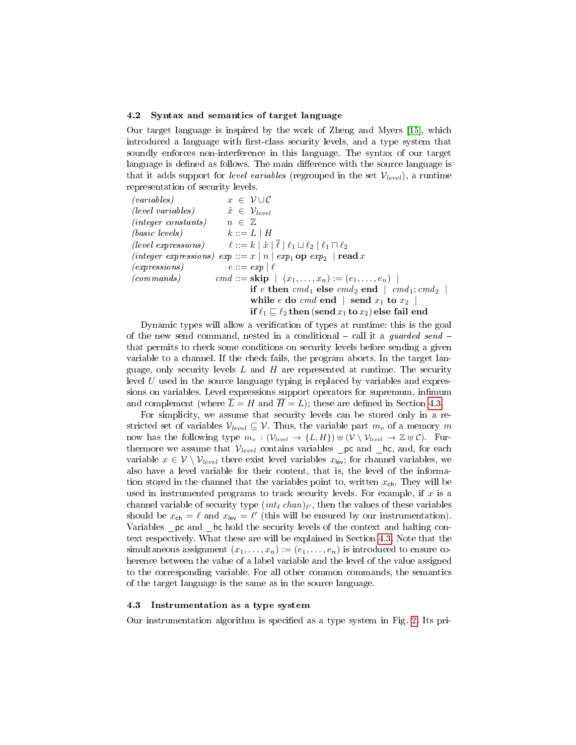### 4.2 Syntax and semantics of target language

Our target language is inspired by the work of Zheng and Myers [15], which introduced a language with first-class security levels, and a type system that soundly enforces non-interference in this language. The syntax of our target language is defined as follows. The main difference with the source language is that it adds support for *level variables* (regrouped in the set $\mathcal{V}_{level}$), a runtime representation of security levels.

$$
\begin{array}{lrcl}
\textit{(variables)} & x & \in & \mathcal{V} \cup \mathcal{C} \\
\textit{(level variables)} & \tilde{x} & \in & \mathcal{V}_{level} \\
\textit{(integer constants)} & n & \in & \mathbb{Z} \\
\textit{(basic levels)} & k & ::= & L \mid H \\
\textit{(level expressions)} & \ell & ::= & k \mid \tilde{x} \mid \overline{\ell} \mid \ell_1 \sqcup \ell_2 \mid \ell_1 \sqcap \ell_2 \\
\textit{(integer expressions)} & exp & ::= & x \mid n \mid exp_1 \ \mathbf{op} \ exp_2 \ \mid \mathbf{read}\, x \\
\textit{(expressions)} & e & ::= & exp \mid \ell \\
\textit{(commands)} & cmd & ::= & \mathbf{skip} \ \mid \ (x_1, \ldots, x_n) := (e_1, \ldots, e_n) \ \mid \\
& & & \mathbf{if}\ e\ \mathbf{then}\ cmd_1\ \mathbf{else}\ cmd_2\ \mathbf{end} \ \mid \ cmd_1; cmd_2 \ \mid \\
& & & \mathbf{while}\ e\ \mathbf{do}\ cmd\ \mathbf{end} \ \mid \ \mathbf{send}\ x_1\ \mathbf{to}\ x_2 \ \mid \\
& & & \mathbf{if}\ \ell_1 \sqsubseteq \ell_2\ \mathbf{then}\, (\mathbf{send}\, x_1\, \mathbf{to}\, x_2)\, \mathbf{else\ fail\ end}
\end{array}
$$

Dynamic types will allow a verification of types at runtime: this is the goal of the new send command, nested in a conditional – call it a *guarded send* – that permits to check some conditions on security levels before sending a given variable to a channel. If the check fails, the program aborts. In the target language, only security levels $L$ and $H$ are represented at runtime. The security level $U$ used in the source language typing is replaced by variables and expressions on variables. Level expressions support operators for supremum, infimum and complement (where $\overline{L} = H$ and $\overline{H} = L$); these are defined in Section 4.3.

For simplicity, we assume that security levels can be stored only in a restricted set of variables $\mathcal{V}_{level} \subseteq \mathcal{V}$. Thus, the variable part $m_v$ of a memory $m$ now has the following type $m_v : (\mathcal{V}_{level} \to \{L, H\}) \uplus (\mathcal{V} \setminus \mathcal{V}_{level} \to \mathbb{Z} \uplus \mathcal{C})$. Furthermore we assume that $\mathcal{V}_{level}$ contains variables $\_\mathsf{pc}$ and $\_\mathsf{hc}$, and, for each variable $x \in \mathcal{V} \setminus \mathcal{V}_{level}$ there exist level variables $x_{\mathsf{lev}}$; for channel variables, we also have a level variable for their content, that is, the level of the information stored in the channel that the variables point to, written $x_{\mathsf{ch}}$. They will be used in instrumented programs to track security levels. For example, if $x$ is a channel variable of security type $(int_\ell\ chan)_{\ell'}$, then the values of these variables should be $x_{\mathsf{ch}} = \ell$ and $x_{\mathsf{lev}} = \ell'$ (this will be ensured by our instrumentation). Variables $\_\mathsf{pc}$ and $\_\mathsf{hc}$ hold the security levels of the context and halting context respectively. What these are will be explained in Section 4.3. Note that the simultaneous assignment $(x_1, \ldots, x_n) := (e_1, \ldots, e_n)$ is introduced to ensure coherence between the value of a label variable and the level of the value assigned to the corresponding variable. For all other common commands, the semantics of the target language is the same as in the source language.

### 4.3 Instrumentation as a type system

Our instrumentation algorithm is specified as a type system in Fig. 2. Its pri-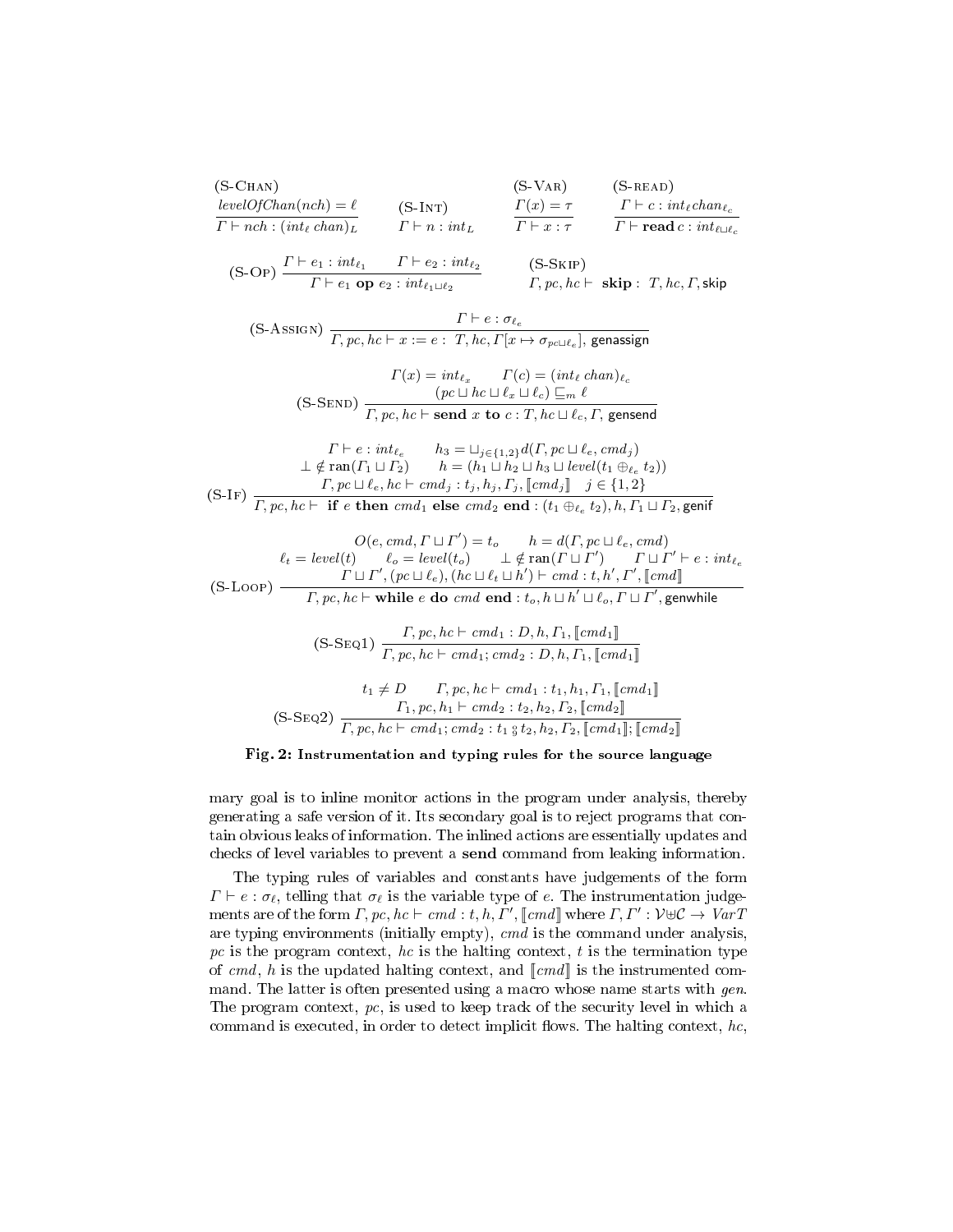$$\text{(S-CHAN)}\ \frac{\mathit{levelOfChan}(nch) = \ell}{\Gamma \vdash nch : (\mathit{int}_\ell\ \mathit{chan})_L} \qquad \text{(S-INT)}\ \frac{}{\Gamma \vdash n : \mathit{int}_L} \qquad \text{(S-VAR)}\ \frac{\Gamma(x) = \tau}{\Gamma \vdash x : \tau} \qquad \text{(S-READ)}\ \frac{\Gamma \vdash c : \mathit{int}_\ell \mathit{chan}_{\ell_c}}{\Gamma \vdash \mathbf{read}\ c : \mathit{int}_{\ell \sqcup \ell_c}}$$

$$\text{(S-OP)}\ \frac{\Gamma \vdash e_1 : \mathit{int}_{\ell_1} \qquad \Gamma \vdash e_2 : \mathit{int}_{\ell_2}}{\Gamma \vdash e_1\ \mathbf{op}\ e_2 : \mathit{int}_{\ell_1 \sqcup \ell_2}} \qquad \text{(S-SKIP)}\ \Gamma, pc, hc \vdash\ \mathbf{skip} :\ T, hc, \Gamma, \mathsf{skip}$$

$$\text{(S-ASSIGN)}\ \frac{\Gamma \vdash e : \sigma_{\ell_e}}{\Gamma, pc, hc \vdash x := e :\ T, hc, \Gamma[x \mapsto \sigma_{pc \sqcup \ell_e}],\ \mathsf{genassign}}$$

$$\text{(S-SEND)}\ \frac{\Gamma(x) = \mathit{int}_{\ell_x} \qquad \Gamma(c) = (\mathit{int}_\ell\ \mathit{chan})_{\ell_c} \qquad (pc \sqcup hc \sqcup \ell_x \sqcup \ell_c) \sqsubseteq_m \ell}{\Gamma, pc, hc \vdash \mathbf{send}\ x\ \mathbf{to}\ c : T, hc \sqcup \ell_c, \Gamma,\ \mathsf{gensend}}$$

$$\text{(S-IF)}\ \frac{\begin{array}{c}\Gamma \vdash e : \mathit{int}_{\ell_e} \qquad h_3 = \sqcup_{j \in \{1,2\}} d(\Gamma, pc \sqcup \ell_e, cmd_j) \\ \bot \notin \operatorname{ran}(\Gamma_1 \sqcup \Gamma_2) \qquad h = (h_1 \sqcup h_2 \sqcup h_3 \sqcup \mathit{level}(t_1 \oplus_{\ell_e} t_2)) \\ \Gamma, pc \sqcup \ell_e, hc \vdash cmd_j : t_j, h_j, \Gamma_j, [\![cmd_j]\!] \quad j \in \{1,2\}\end{array}}{\Gamma, pc, hc \vdash\ \mathbf{if}\ e\ \mathbf{then}\ cmd_1\ \mathbf{else}\ cmd_2\ \mathbf{end} : (t_1 \oplus_{\ell_e} t_2), h, \Gamma_1 \sqcup \Gamma_2,\ \mathsf{genif}}$$

$$\text{(S-LOOP)}\ \frac{\begin{array}{c} O(e, cmd, \Gamma \sqcup \Gamma') = t_o \qquad h = d(\Gamma, pc \sqcup \ell_e, cmd) \\ \ell_t = \mathit{level}(t) \qquad \ell_o = \mathit{level}(t_o) \qquad \bot \notin \operatorname{ran}(\Gamma \sqcup \Gamma') \qquad \Gamma \sqcup \Gamma' \vdash e : \mathit{int}_{\ell_e} \\ \Gamma \sqcup \Gamma', (pc \sqcup \ell_e), (hc \sqcup \ell_t \sqcup h') \vdash cmd : t, h', \Gamma', [\![cmd]\!]\end{array}}{\Gamma, pc, hc \vdash \mathbf{while}\ e\ \mathbf{do}\ cmd\ \mathbf{end} : t_o, h \sqcup h' \sqcup \ell_o, \Gamma \sqcup \Gamma',\ \mathsf{genwhile}}$$

$$\text{(S-SEQ1)}\ \frac{\Gamma, pc, hc \vdash cmd_1 : D, h, \Gamma_1, [\![cmd_1]\!]}{\Gamma, pc, hc \vdash cmd_1; cmd_2 : D, h, \Gamma_1, [\![cmd_1]\!]}$$

$$\text{(S-SEQ2)}\ \frac{\begin{array}{c} t_1 \neq D \qquad \Gamma, pc, hc \vdash cmd_1 : t_1, h_1, \Gamma_1, [\![cmd_1]\!] \\ \Gamma_1, pc, h_1 \vdash cmd_2 : t_2, h_2, \Gamma_2, [\![cmd_2]\!]\end{array}}{\Gamma, pc, hc \vdash cmd_1; cmd_2 : t_1 \mathbin{⨾} t_2, h_2, \Gamma_2, [\![cmd_1]\!]; [\![cmd_2]\!]}$$

**Fig. 2: Instrumentation and typing rules for the source language**

mary goal is to inline monitor actions in the program under analysis, thereby generating a safe version of it. Its secondary goal is to reject programs that contain obvious leaks of information. The inlined actions are essentially updates and checks of level variables to prevent a **send** command from leaking information.

The typing rules of variables and constants have judgements of the form $\Gamma \vdash e : \sigma_\ell$, telling that $\sigma_\ell$ is the variable type of $e$. The instrumentation judgements are of the form $\Gamma, pc, hc \vdash cmd : t, h, \Gamma', [\![cmd]\!]$ where $\Gamma, \Gamma' : \mathcal{V} \uplus \mathcal{C} \to \mathit{VarT}$ are typing environments (initially empty), $cmd$ is the command under analysis, $pc$ is the program context, $hc$ is the halting context, $t$ is the termination type of $cmd$, $h$ is the updated halting context, and $[\![cmd]\!]$ is the instrumented command. The latter is often presented using a macro whose name starts with *gen*. The program context, $pc$, is used to keep track of the security level in which a command is executed, in order to detect implicit flows. The halting context, $hc$,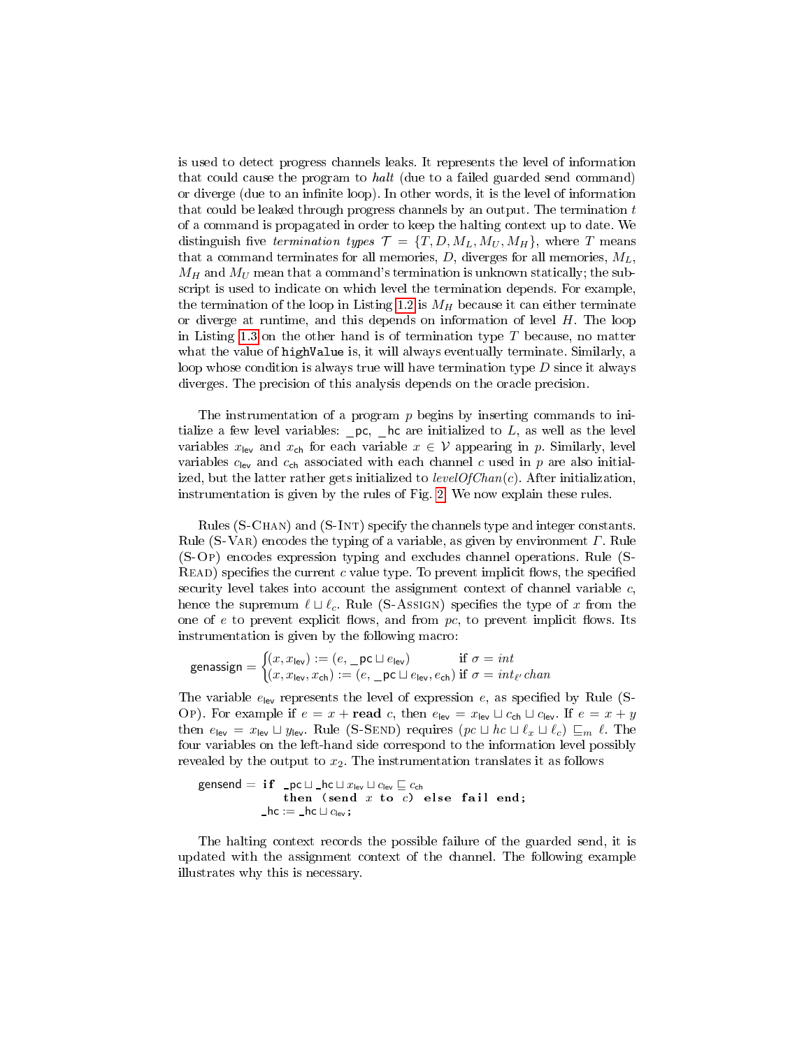is used to detect progress channels leaks. It represents the level of information that could cause the program to *halt* (due to a failed guarded send command) or diverge (due to an infinite loop). In other words, it is the level of information that could be leaked through progress channels by an output. The termination $t$ of a command is propagated in order to keep the halting context up to date. We distinguish five *termination types* $\mathcal{T} = \{T, D, M_L, M_U, M_H\}$, where $T$ means that a command terminates for all memories, $D$, diverges for all memories, $M_L$, $M_H$ and $M_U$ mean that a command's termination is unknown statically; the subscript is used to indicate on which level the termination depends. For example, the termination of the loop in Listing 1.2 is $M_H$ because it can either terminate or diverge at runtime, and this depends on information of level $H$. The loop in Listing 1.3 on the other hand is of termination type $T$ because, no matter what the value of `highValue` is, it will always eventually terminate. Similarly, a loop whose condition is always true will have termination type $D$ since it always diverges. The precision of this analysis depends on the oracle precision.

The instrumentation of a program $p$ begins by inserting commands to initialize a few level variables: $\_\mathsf{pc}$, $\_\mathsf{hc}$ are initialized to $L$, as well as the level variables $x_{\mathsf{lev}}$ and $x_{\mathsf{ch}}$ for each variable $x \in \mathcal{V}$ appearing in $p$. Similarly, level variables $c_{\mathsf{lev}}$ and $c_{\mathsf{ch}}$ associated with each channel $c$ used in $p$ are also initialized, but the latter rather gets initialized to $levelOfChan(c)$. After initialization, instrumentation is given by the rules of Fig. 2. We now explain these rules.

Rules (S-Chan) and (S-Int) specify the channels type and integer constants. Rule (S-Var) encodes the typing of a variable, as given by environment $\Gamma$. Rule (S-Op) encodes expression typing and excludes channel operations. Rule (S-Read) specifies the current $c$ value type. To prevent implicit flows, the specified security level takes into account the assignment context of channel variable $c$, hence the supremum $\ell \sqcup \ell_c$. Rule (S-Assign) specifies the type of $x$ from the one of $e$ to prevent explicit flows, and from $pc$, to prevent implicit flows. Its instrumentation is given by the following macro:

$$\mathsf{genassign} = \begin{cases} (x, x_{\mathsf{lev}}) := (e, \_\mathsf{pc} \sqcup e_{\mathsf{lev}}) & \text{if } \sigma = int \\ (x, x_{\mathsf{lev}}, x_{\mathsf{ch}}) := (e, \_\mathsf{pc} \sqcup e_{\mathsf{lev}}, e_{\mathsf{ch}}) & \text{if } \sigma = int_{\ell'}\, chan \end{cases}$$

The variable $e_{\mathsf{lev}}$ represents the level of expression $e$, as specified by Rule (S-Op). For example if $e = x + \textbf{read}\ c$, then $e_{\mathsf{lev}} = x_{\mathsf{lev}} \sqcup c_{\mathsf{ch}} \sqcup c_{\mathsf{lev}}$. If $e = x + y$ then $e_{\mathsf{lev}} = x_{\mathsf{lev}} \sqcup y_{\mathsf{lev}}$. Rule (S-Send) requires $(pc \sqcup hc \sqcup \ell_x \sqcup \ell_c) \sqsubseteq_m \ell$. The four variables on the left-hand side correspond to the information level possibly revealed by the output to $x_2$. The instrumentation translates it as follows

```
gensend = if _pc ⊔ _hc ⊔ x_lev ⊔ c_lev ⊑ c_ch
              then (send x to c) else fail end;
          _hc := _hc ⊔ c_lev;
```

The halting context records the possible failure of the guarded send, it is updated with the assignment context of the channel. The following example illustrates why this is necessary.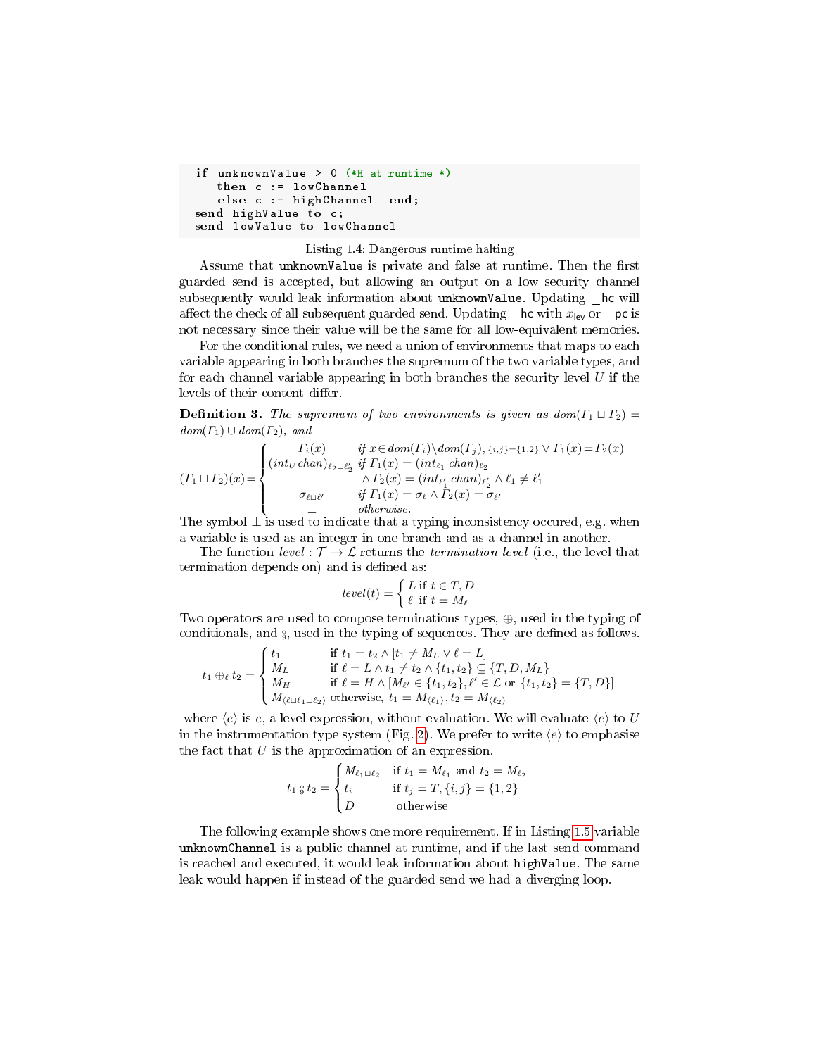```
if unknownValue > 0 (*H at runtime *)
   then c := lowChannel
   else c := highChannel  end;
send highValue to c;
send lowValue to lowChannel
```

Listing 1.4: Dangerous runtime halting

Assume that `unknownValue` is private and false at runtime. Then the first guarded send is accepted, but allowing an output on a low security channel subsequently would leak information about `unknownValue`. Updating `_hc` will affect the check of all subsequent guarded send. Updating `_hc` with $x_{\mathsf{lev}}$ or `_pc` is not necessary since their value will be the same for all low-equivalent memories.

For the conditional rules, we need a union of environments that maps to each variable appearing in both branches the supremum of the two variable types, and for each channel variable appearing in both branches the security level $U$ if the levels of their content differ.

**Definition 3.** *The supremum of two environments is given as* $dom(\Gamma_1 \sqcup \Gamma_2) = dom(\Gamma_1) \cup dom(\Gamma_2)$*, and*

$$(\Gamma_1 \sqcup \Gamma_2)(x) = \begin{cases} \Gamma_i(x) & \text{if } x \in dom(\Gamma_i) \backslash dom(\Gamma_j),\ _{\{i,j\}=\{1,2\}} \vee \Gamma_1(x) = \Gamma_2(x) \\ (int_U\ chan)_{\ell_2 \sqcup \ell_2'} & \text{if } \Gamma_1(x) = (int_{\ell_1}\ chan)_{\ell_2} \\ & \quad \wedge \Gamma_2(x) = (int_{\ell_1'}\ chan)_{\ell_2'} \wedge \ell_1 \neq \ell_1' \\ \sigma_{\ell \sqcup \ell'} & \text{if } \Gamma_1(x) = \sigma_\ell \wedge \Gamma_2(x) = \sigma_{\ell'} \\ \bot & \text{otherwise.} \end{cases}$$

The symbol $\bot$ is used to indicate that a typing inconsistency occured, e.g. when a variable is used as an integer in one branch and as a channel in another.

The function $level : \mathcal{T} \rightarrow \mathcal{L}$ returns the *termination level* (i.e., the level that termination depends on) and is defined as:

$$level(t) = \begin{cases} L \text{ if } t \in T, D \\ \ell \ \text{ if } t = M_\ell \end{cases}$$

Two operators are used to compose terminations types, $\oplus$, used in the typing of conditionals, and $\fatsemi$, used in the typing of sequences. They are defined as follows.

$$t_1 \oplus_\ell t_2 = \begin{cases} t_1 & \text{if } t_1 = t_2 \wedge [t_1 \neq M_L \vee \ell = L] \\ M_L & \text{if } \ell = L \wedge t_1 \neq t_2 \wedge \{t_1, t_2\} \subseteq \{T, D, M_L\} \\ M_H & \text{if } \ell = H \wedge [M_{\ell'} \in \{t_1, t_2\}, \ell' \in \mathcal{L} \text{ or } \{t_1, t_2\} = \{T, D\}] \\ M_{\langle \ell \sqcup \ell_1 \sqcup \ell_2 \rangle} & \text{otherwise, } t_1 = M_{\langle \ell_1 \rangle}, t_2 = M_{\langle \ell_2 \rangle} \end{cases}$$

where $\langle e \rangle$ is $e$, a level expression, without evaluation. We will evaluate $\langle e \rangle$ to $U$ in the instrumentation type system (Fig. 2). We prefer to write $\langle e \rangle$ to emphasise the fact that $U$ is the approximation of an expression.

$$t_1 \fatsemi t_2 = \begin{cases} M_{\ell_1 \sqcup \ell_2} & \text{if } t_1 = M_{\ell_1} \text{ and } t_2 = M_{\ell_2} \\ t_i & \text{if } t_j = T, \{i, j\} = \{1, 2\} \\ D & \text{otherwise} \end{cases}$$

The following example shows one more requirement. If in Listing 1.5 variable `unknownChannel` is a public channel at runtime, and if the last send command is reached and executed, it would leak information about `highValue`. The same leak would happen if instead of the guarded send we had a diverging loop.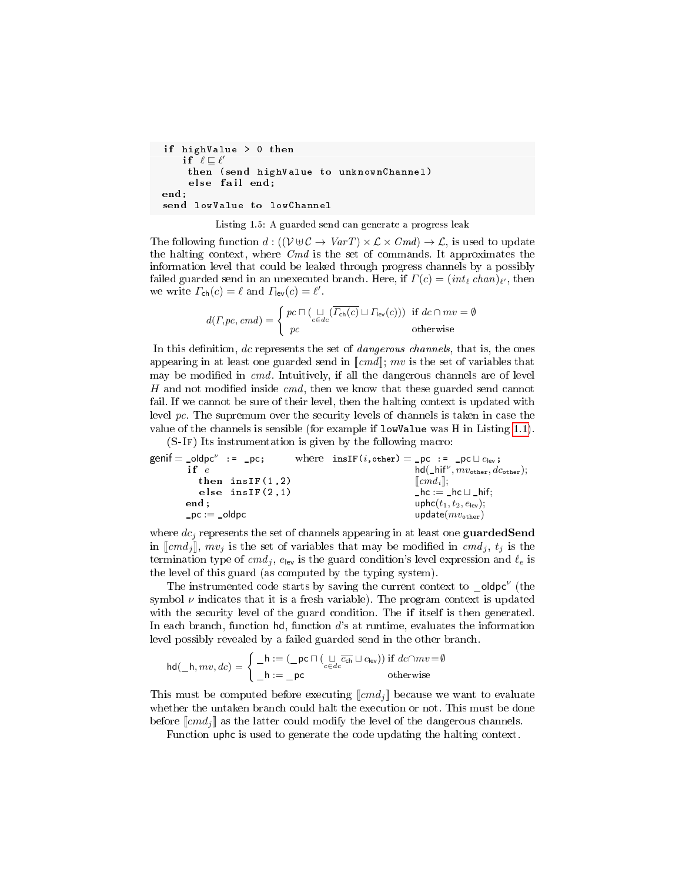```
if highValue > 0 then
    if ℓ ⊑ ℓ'
     then (send highValue to unknownChannel)
     else fail end;
end;
send lowValue to lowChannel
```

Listing 1.5: A guarded send can generate a progress leak

The following function $d : ((\mathcal{V} \uplus \mathcal{C} \to \mathit{VarT}) \times \mathcal{L} \times \mathit{Cmd}) \to \mathcal{L}$, is used to update the halting context, where $\mathit{Cmd}$ is the set of commands. It approximates the information level that could be leaked through progress channels by a possibly failed guarded send in an unexecuted branch. Here, if $\Gamma(c) = (\mathit{int}_\ell\ \mathit{chan})_{\ell'}$, then we write $\Gamma_{\mathsf{ch}}(c) = \ell$ and $\Gamma_{\mathsf{lev}}(c) = \ell'$.

$$d(\Gamma, pc, cmd) = \begin{cases} pc \sqcap (\bigsqcup_{c \in dc} (\overline{\Gamma_{\mathsf{ch}}(c)} \sqcup \Gamma_{\mathsf{lev}}(c))) & \text{if } dc \cap mv = \emptyset \\ pc & \text{otherwise} \end{cases}$$

In this definition, $dc$ represents the set of *dangerous channels*, that is, the ones appearing in at least one guarded send in $[\![cmd]\!]$; $mv$ is the set of variables that may be modified in $cmd$. Intuitively, if all the dangerous channels are of level $H$ and not modified inside $cmd$, then we know that these guarded send cannot fail. If we cannot be sure of their level, then the halting context is updated with level $pc$. The supremum over the security levels of channels is taken in case the value of the channels is sensible (for example if `lowValue` was H in Listing 1.1).

(S-If) Its instrumentation is given by the following macro:

```
genif = _oldpc^ν := _pc;        where  insIF(i,other) = _pc := _pc ⊔ e_lev;
        if e                                            hd(_hif^ν, mv_other, dc_other);
          then insIF(1,2)                               [[cmd_i]];
          else insIF(2,1)                               _hc := _hc ⊔ _hif;
        end;                                            uphc(t_1, t_2, e_lev);
        _pc := _oldpc                                   update(mv_other)
```

where $dc_j$ represents the set of channels appearing in at least one **guardedSend** in $[\![cmd_j]\!]$, $mv_j$ is the set of variables that may be modified in $cmd_j$, $t_j$ is the termination type of $cmd_j$, $e_{\mathsf{lev}}$ is the guard condition's level expression and $\ell_e$ is the level of this guard (as computed by the typing system).

The instrumented code starts by saving the current context to $\_\mathsf{oldpc}^\nu$ (the symbol $\nu$ indicates that it is a fresh variable). The program context is updated with the security level of the guard condition. The **if** itself is then generated. In each branch, function $\mathsf{hd}$, function $d$'s at runtime, evaluates the information level possibly revealed by a failed guarded send in the other branch.

$$\mathsf{hd}(\_\mathsf{h}, mv, dc) = \begin{cases} \_\mathsf{h} := (\_\mathsf{pc} \sqcap (\bigsqcup_{c \in dc} \overline{c_{\mathsf{ch}}} \sqcup c_{\mathsf{lev}})) & \text{if } dc \cap mv = \emptyset \\ \_\mathsf{h} := \_\mathsf{pc} & \text{otherwise} \end{cases}$$

This must be computed before executing $[\![cmd_j]\!]$ because we want to evaluate whether the untaken branch could halt the execution or not. This must be done before $[\![cmd_j]\!]$ as the latter could modify the level of the dangerous channels.

Function `uphc` is used to generate the code updating the halting context.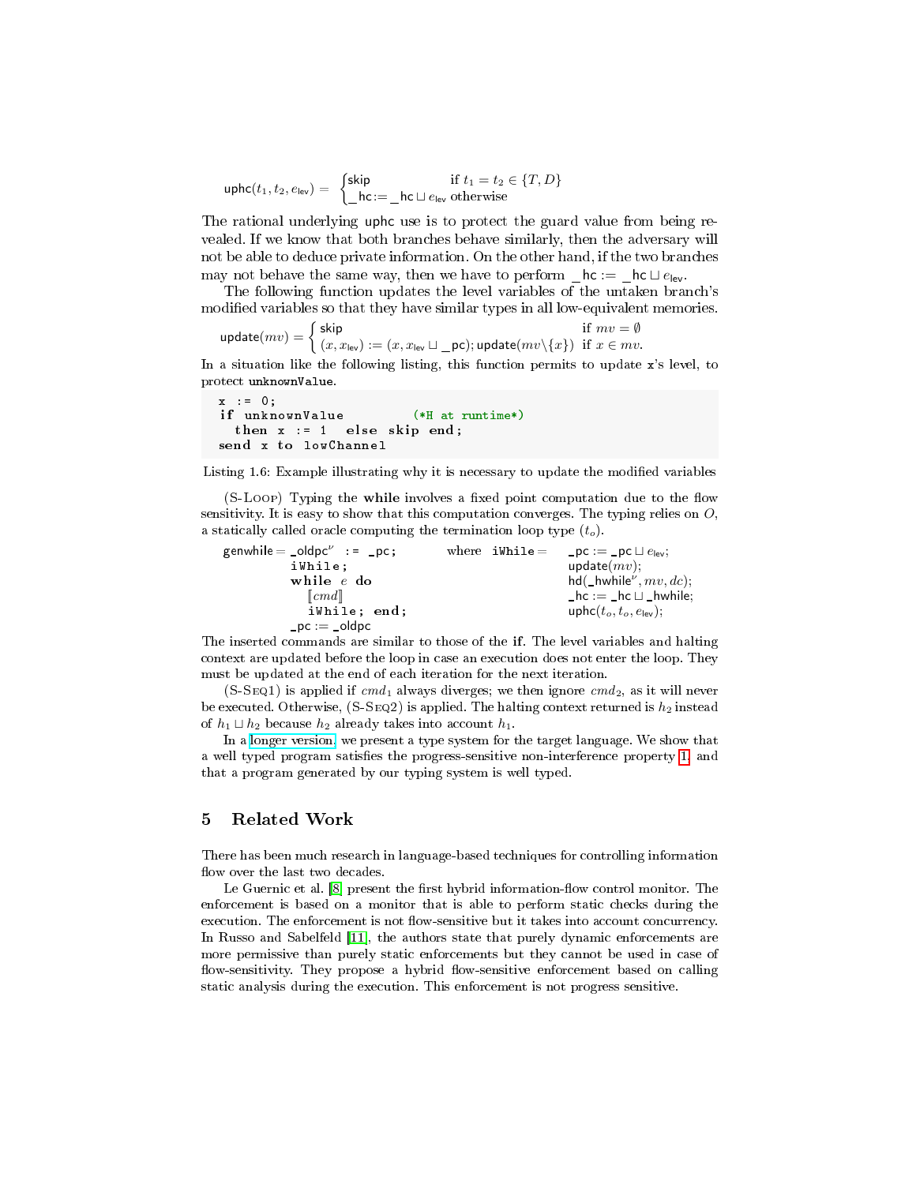$$\mathsf{uphc}(t_1, t_2, e_{\mathsf{lev}}) = \begin{cases} \mathsf{skip} & \text{if } t_1 = t_2 \in \{T, D\} \\ \_\mathsf{hc} := \_\mathsf{hc} \sqcup e_{\mathsf{lev}} & \text{otherwise} \end{cases}$$

The rational underlying uphc use is to protect the guard value from being revealed. If we know that both branches behave similarly, then the adversary will not be able to deduce private information. On the other hand, if the two branches may not behave the same way, then we have to perform $\_\mathsf{hc} := \_\mathsf{hc} \sqcup e_{\mathsf{lev}}$.

The following function updates the level variables of the untaken branch's modified variables so that they have similar types in all low-equivalent memories.

$$\mathsf{update}(mv) = \begin{cases} \mathsf{skip} & \text{if } mv = \emptyset \\ (x, x_{\mathsf{lev}}) := (x, x_{\mathsf{lev}} \sqcup \_\mathsf{pc}); \mathsf{update}(mv \backslash \{x\}) & \text{if } x \in mv. \end{cases}$$

In a situation like the following listing, this function permits to update x's level, to protect unknownValue.

```
x := 0;
if unknownValue         (*H at runtime*)
  then x := 1  else skip end;
send x to lowChannel
```

Listing 1.6: Example illustrating why it is necessary to update the modified variables

(S-Loop) Typing the **while** involves a fixed point computation due to the flow sensitivity. It is easy to show that this computation converges. The typing relies on $O$, a statically called oracle computing the termination loop type ($t_o$).

$$\mathsf{genwhile} = \begin{array}{l} \_\mathsf{oldpc}^{\nu} \;:=\; \_\mathsf{pc}; \\ \mathtt{iWhile}; \\ \textbf{while } e \textbf{ do} \\ \quad [\![cmd]\!] \\ \quad \mathtt{iWhile};\ \textbf{end}; \\ \_\mathsf{pc} := \_\mathsf{oldpc} \end{array} \qquad \text{where } \mathtt{iWhile} = \begin{array}{l} \_\mathsf{pc} := \_\mathsf{pc} \sqcup e_{\mathsf{lev}}; \\ \mathsf{update}(mv); \\ \mathsf{hd}(\_\mathsf{hwhile}^{\nu}, mv, dc); \\ \_\mathsf{hc} := \_\mathsf{hc} \sqcup \_\mathsf{hwhile}; \\ \mathsf{uphc}(t_o, t_o, e_{\mathsf{lev}}); \end{array}$$

The inserted commands are similar to those of the **if**. The level variables and halting context are updated before the loop in case an execution does not enter the loop. They must be updated at the end of each iteration for the next iteration.

(S-Seq1) is applied if $cmd_1$ always diverges; we then ignore $cmd_2$, as it will never be executed. Otherwise, (S-Seq2) is applied. The halting context returned is $h_2$ instead of $h_1 \sqcup h_2$ because $h_2$ already takes into account $h_1$.

In a longer version, we present a type system for the target language. We show that a well typed program satisfies the progress-sensitive non-interference property 1, and that a program generated by our typing system is well typed.

## 5 Related Work

There has been much research in language-based techniques for controlling information flow over the last two decades.

Le Guernic et al. [8] present the first hybrid information-flow control monitor. The enforcement is based on a monitor that is able to perform static checks during the execution. The enforcement is not flow-sensitive but it takes into account concurrency. In Russo and Sabelfeld [11], the authors state that purely dynamic enforcements are more permissive than purely static enforcements but they cannot be used in case of flow-sensitivity. They propose a hybrid flow-sensitive enforcement based on calling static analysis during the execution. This enforcement is not progress sensitive.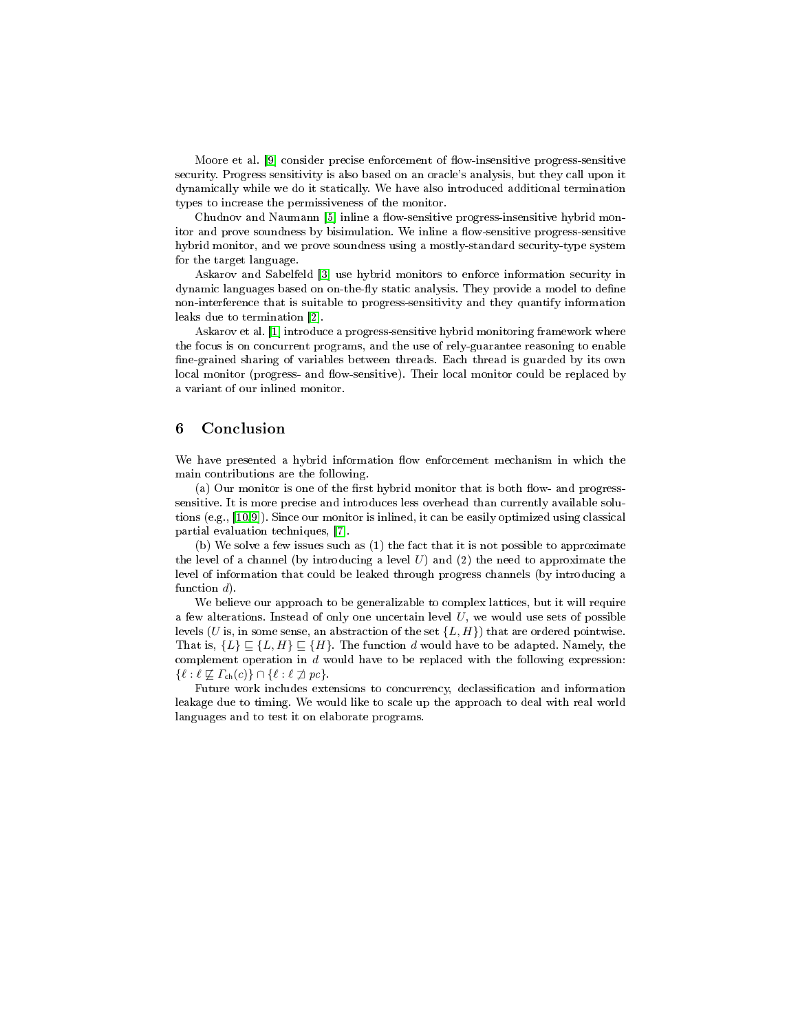Moore et al. [9] consider precise enforcement of flow-insensitive progress-sensitive security. Progress sensitivity is also based on an oracle's analysis, but they call upon it dynamically while we do it statically. We have also introduced additional termination types to increase the permissiveness of the monitor.

Chudnov and Naumann [5] inline a flow-sensitive progress-insensitive hybrid monitor and prove soundness by bisimulation. We inline a flow-sensitive progress-sensitive hybrid monitor, and we prove soundness using a mostly-standard security-type system for the target language.

Askarov and Sabelfeld [3] use hybrid monitors to enforce information security in dynamic languages based on on-the-fly static analysis. They provide a model to define non-interference that is suitable to progress-sensitivity and they quantify information leaks due to termination [2].

Askarov et al. [1] introduce a progress-sensitive hybrid monitoring framework where the focus is on concurrent programs, and the use of rely-guarantee reasoning to enable fine-grained sharing of variables between threads. Each thread is guarded by its own local monitor (progress- and flow-sensitive). Their local monitor could be replaced by a variant of our inlined monitor.

## 6 Conclusion

We have presented a hybrid information flow enforcement mechanism in which the main contributions are the following.

(a) Our monitor is one of the first hybrid monitor that is both flow- and progress-sensitive. It is more precise and introduces less overhead than currently available solutions (e.g., [10,9]). Since our monitor is inlined, it can be easily optimized using classical partial evaluation techniques, [7].

(b) We solve a few issues such as (1) the fact that it is not possible to approximate the level of a channel (by introducing a level $U$) and (2) the need to approximate the level of information that could be leaked through progress channels (by introducing a function $d$).

We believe our approach to be generalizable to complex lattices, but it will require a few alterations. Instead of only one uncertain level $U$, we would use sets of possible levels ($U$ is, in some sense, an abstraction of the set $\{L, H\}$) that are ordered pointwise. That is, $\{L\} \sqsubseteq \{L, H\} \sqsubseteq \{H\}$. The function $d$ would have to be adapted. Namely, the complement operation in $d$ would have to be replaced with the following expression: $\{\ell : \ell \not\sqsubseteq \Gamma_{\mathsf{ch}}(c)\} \cap \{\ell : \ell \not\sqsupseteq pc\}$.

Future work includes extensions to concurrency, declassification and information leakage due to timing. We would like to scale up the approach to deal with real world languages and to test it on elaborate programs.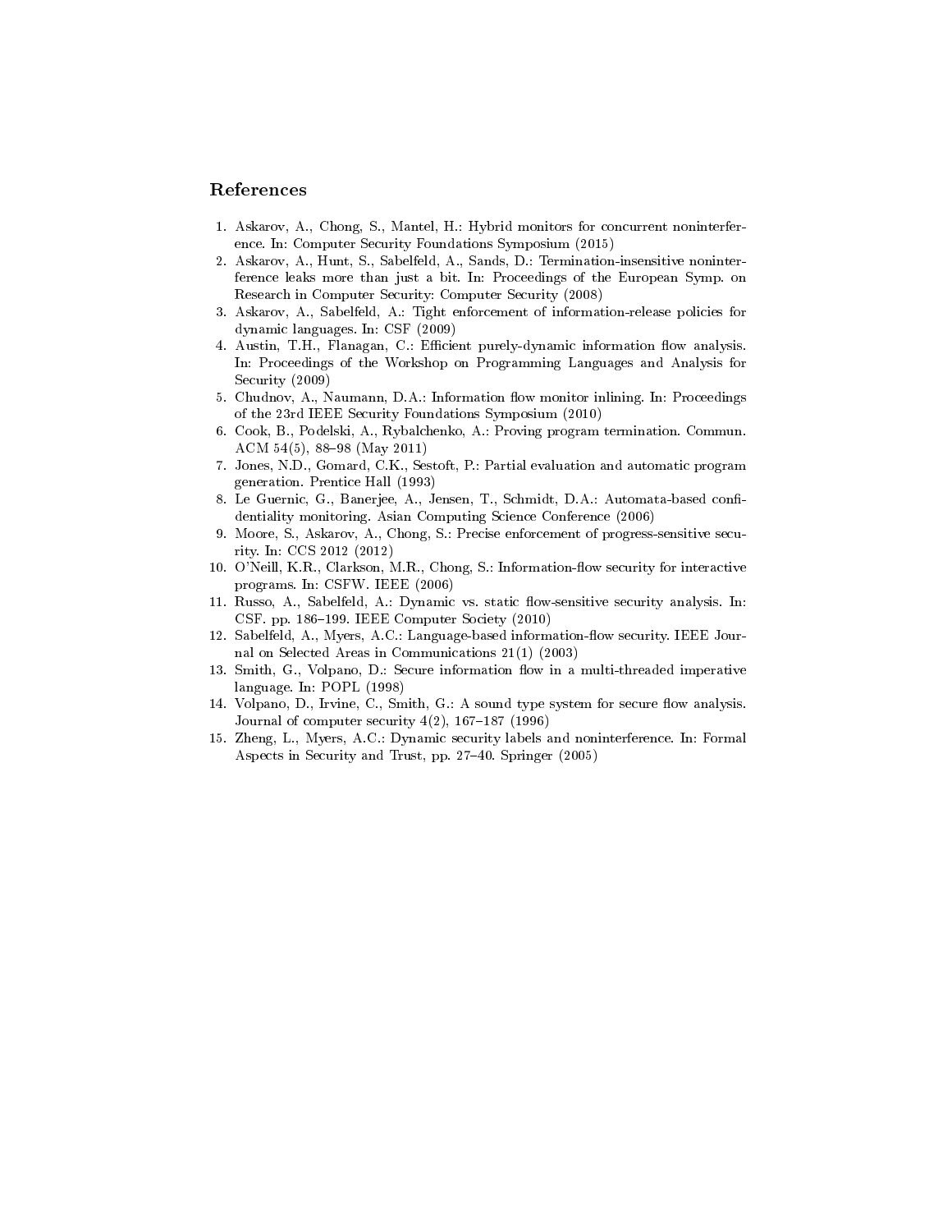## References

1. Askarov, A., Chong, S., Mantel, H.: Hybrid monitors for concurrent noninterference. In: Computer Security Foundations Symposium (2015)
2. Askarov, A., Hunt, S., Sabelfeld, A., Sands, D.: Termination-insensitive noninterference leaks more than just a bit. In: Proceedings of the European Symp. on Research in Computer Security: Computer Security (2008)
3. Askarov, A., Sabelfeld, A.: Tight enforcement of information-release policies for dynamic languages. In: CSF (2009)
4. Austin, T.H., Flanagan, C.: Efficient purely-dynamic information flow analysis. In: Proceedings of the Workshop on Programming Languages and Analysis for Security (2009)
5. Chudnov, A., Naumann, D.A.: Information flow monitor inlining. In: Proceedings of the 23rd IEEE Security Foundations Symposium (2010)
6. Cook, B., Podelski, A., Rybalchenko, A.: Proving program termination. Commun. ACM 54(5), 88–98 (May 2011)
7. Jones, N.D., Gomard, C.K., Sestoft, P.: Partial evaluation and automatic program generation. Prentice Hall (1993)
8. Le Guernic, G., Banerjee, A., Jensen, T., Schmidt, D.A.: Automata-based confidentiality monitoring. Asian Computing Science Conference (2006)
9. Moore, S., Askarov, A., Chong, S.: Precise enforcement of progress-sensitive security. In: CCS 2012 (2012)
10. O'Neill, K.R., Clarkson, M.R., Chong, S.: Information-flow security for interactive programs. In: CSFW. IEEE (2006)
11. Russo, A., Sabelfeld, A.: Dynamic vs. static flow-sensitive security analysis. In: CSF. pp. 186–199. IEEE Computer Society (2010)
12. Sabelfeld, A., Myers, A.C.: Language-based information-flow security. IEEE Journal on Selected Areas in Communications 21(1) (2003)
13. Smith, G., Volpano, D.: Secure information flow in a multi-threaded imperative language. In: POPL (1998)
14. Volpano, D., Irvine, C., Smith, G.: A sound type system for secure flow analysis. Journal of computer security 4(2), 167–187 (1996)
15. Zheng, L., Myers, A.C.: Dynamic security labels and noninterference. In: Formal Aspects in Security and Trust, pp. 27–40. Springer (2005)